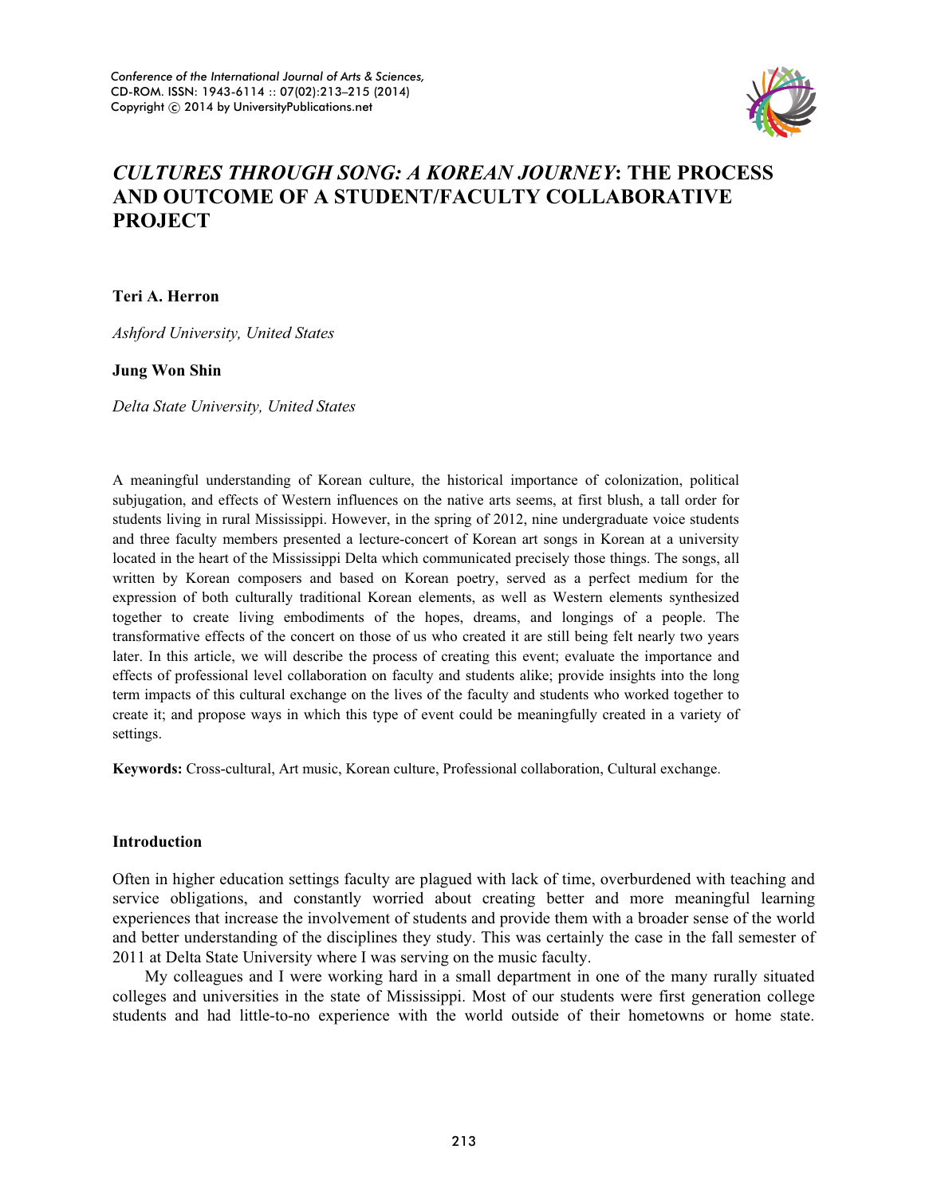# *CULTURES THROUGH SONG: A KOREAN JOURNEY*: THE PROCESS AND OUTCOME OF A STUDENT/FACULTY COLLABORATIVE PROJECT

**Teri A. Herron**

*Ashford University, United States*

**Jung Won Shin**

*Delta State University, United States*

A meaningful understanding of Korean culture, the historical importance of colonization, political subjugation, and effects of Western influences on the native arts seems, at first blush, a tall order for students living in rural Mississippi. However, in the spring of 2012, nine undergraduate voice students and three faculty members presented a lecture-concert of Korean art songs in Korean at a university located in the heart of the Mississippi Delta which communicated precisely those things. The songs, all written by Korean composers and based on Korean poetry, served as a perfect medium for the expression of both culturally traditional Korean elements, as well as Western elements synthesized together to create living embodiments of the hopes, dreams, and longings of a people. The transformative effects of the concert on those of us who created it are still being felt nearly two years later. In this article, we will describe the process of creating this event; evaluate the importance and effects of professional level collaboration on faculty and students alike; provide insights into the long term impacts of this cultural exchange on the lives of the faculty and students who worked together to create it; and propose ways in which this type of event could be meaningfully created in a variety of settings.

**Keywords:** Cross-cultural, Art music, Korean culture, Professional collaboration, Cultural exchange.

## Introduction

Often in higher education settings faculty are plagued with lack of time, overburdened with teaching and service obligations, and constantly worried about creating better and more meaningful learning experiences that increase the involvement of students and provide them with a broader sense of the world and better understanding of the disciplines they study. This was certainly the case in the fall semester of 2011 at Delta State University where I was serving on the music faculty.

My colleagues and I were working hard in a small department in one of the many rurally situated colleges and universities in the state of Mississippi. Most of our students were first generation college students and had little-to-no experience with the world outside of their hometowns or home state.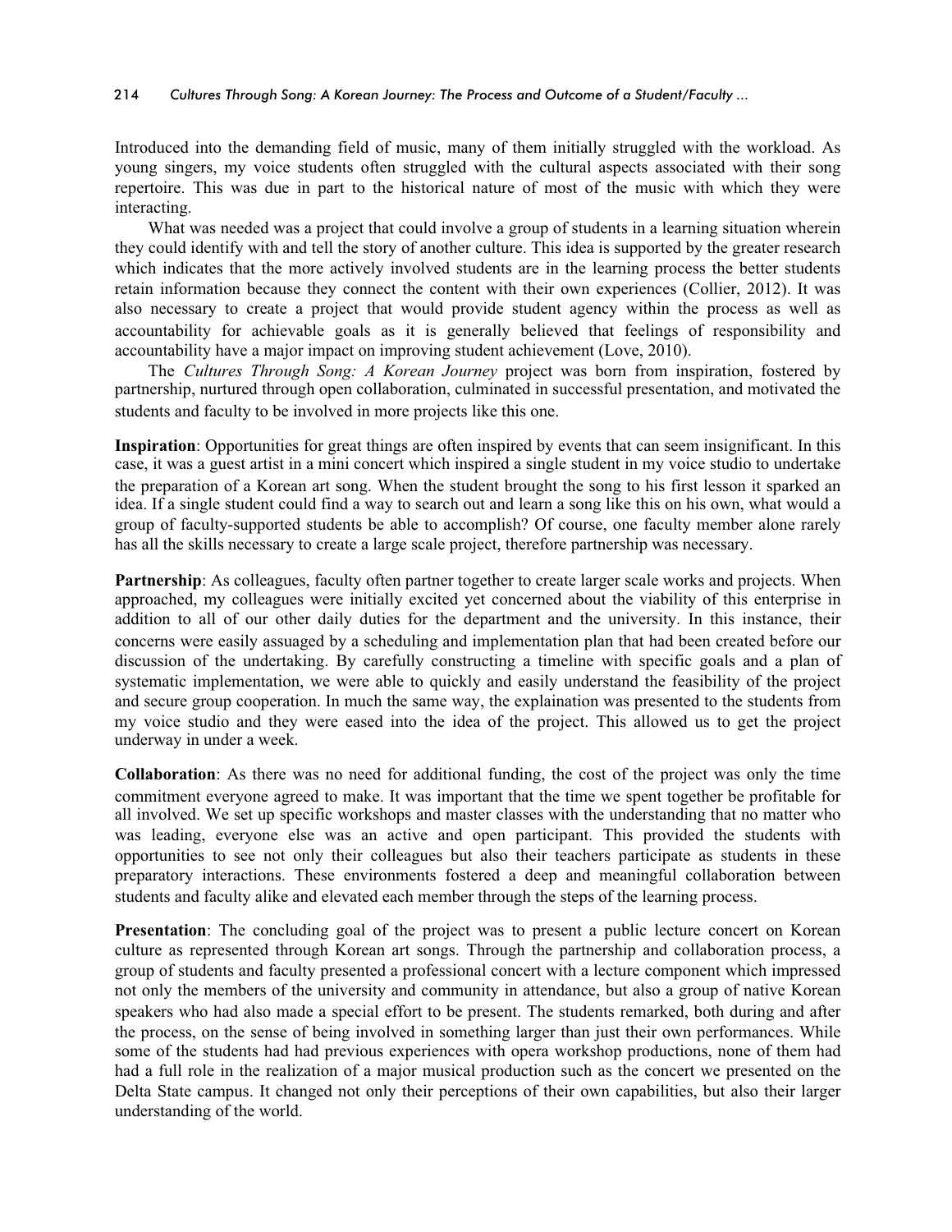Introduced into the demanding field of music, many of them initially struggled with the workload. As young singers, my voice students often struggled with the cultural aspects associated with their song repertoire. This was due in part to the historical nature of most of the music with which they were interacting.

What was needed was a project that could involve a group of students in a learning situation wherein they could identify with and tell the story of another culture. This idea is supported by the greater research which indicates that the more actively involved students are in the learning process the better students retain information because they connect the content with their own experiences (Collier, 2012). It was also necessary to create a project that would provide student agency within the process as well as accountability for achievable goals as it is generally believed that feelings of responsibility and accountability have a major impact on improving student achievement (Love, 2010).

The *Cultures Through Song: A Korean Journey* project was born from inspiration, fostered by partnership, nurtured through open collaboration, culminated in successful presentation, and motivated the students and faculty to be involved in more projects like this one.

**Inspiration**: Opportunities for great things are often inspired by events that can seem insignificant. In this case, it was a guest artist in a mini concert which inspired a single student in my voice studio to undertake the preparation of a Korean art song. When the student brought the song to his first lesson it sparked an idea. If a single student could find a way to search out and learn a song like this on his own, what would a group of faculty-supported students be able to accomplish? Of course, one faculty member alone rarely has all the skills necessary to create a large scale project, therefore partnership was necessary.

**Partnership**: As colleagues, faculty often partner together to create larger scale works and projects. When approached, my colleagues were initially excited yet concerned about the viability of this enterprise in addition to all of our other daily duties for the department and the university. In this instance, their concerns were easily assuaged by a scheduling and implementation plan that had been created before our discussion of the undertaking. By carefully constructing a timeline with specific goals and a plan of systematic implementation, we were able to quickly and easily understand the feasibility of the project and secure group cooperation. In much the same way, the explaination was presented to the students from my voice studio and they were eased into the idea of the project. This allowed us to get the project underway in under a week.

**Collaboration**: As there was no need for additional funding, the cost of the project was only the time commitment everyone agreed to make. It was important that the time we spent together be profitable for all involved. We set up specific workshops and master classes with the understanding that no matter who was leading, everyone else was an active and open participant. This provided the students with opportunities to see not only their colleagues but also their teachers participate as students in these preparatory interactions. These environments fostered a deep and meaningful collaboration between students and faculty alike and elevated each member through the steps of the learning process.

**Presentation**: The concluding goal of the project was to present a public lecture concert on Korean culture as represented through Korean art songs. Through the partnership and collaboration process, a group of students and faculty presented a professional concert with a lecture component which impressed not only the members of the university and community in attendance, but also a group of native Korean speakers who had also made a special effort to be present. The students remarked, both during and after the process, on the sense of being involved in something larger than just their own performances. While some of the students had had previous experiences with opera workshop productions, none of them had had a full role in the realization of a major musical production such as the concert we presented on the Delta State campus. It changed not only their perceptions of their own capabilities, but also their larger understanding of the world.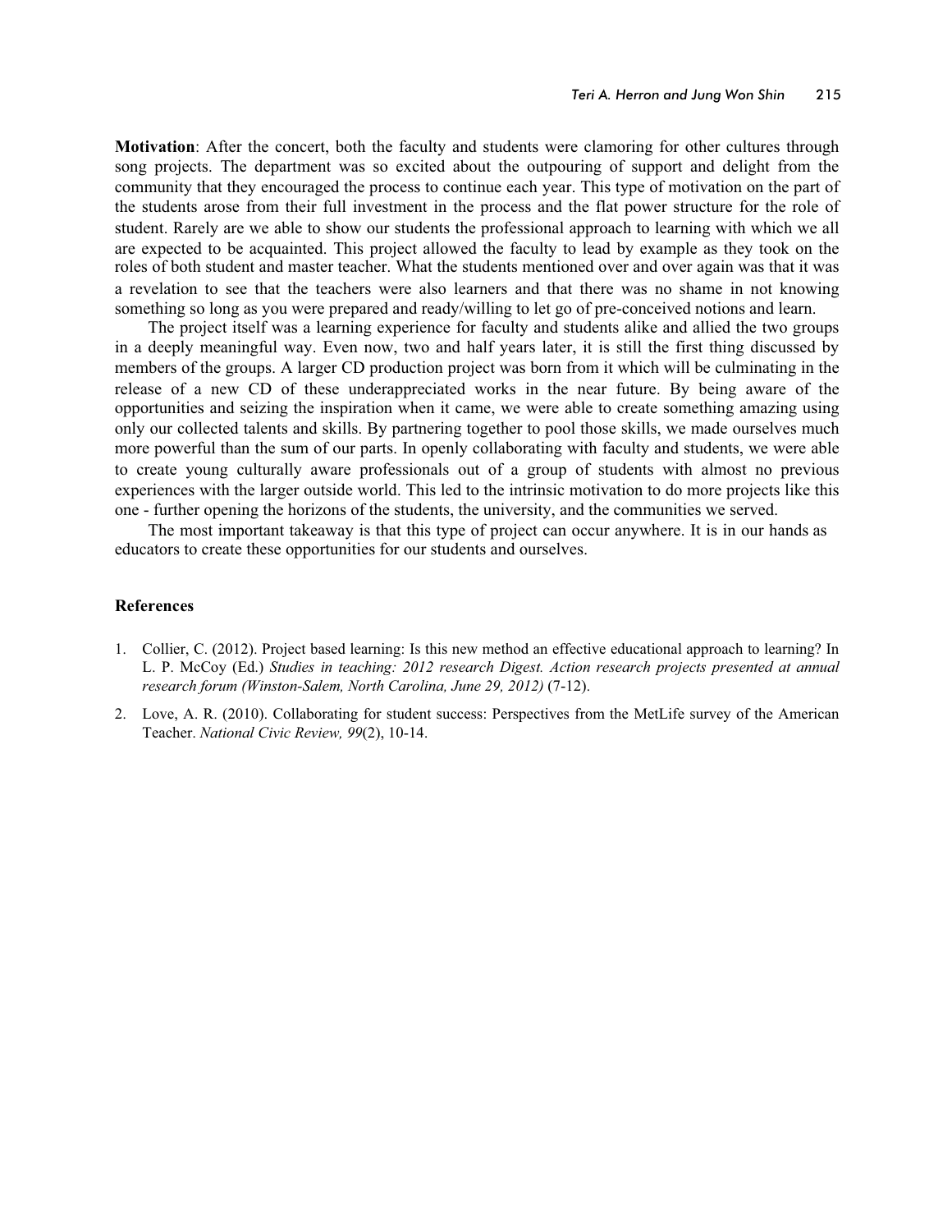**Motivation**: After the concert, both the faculty and students were clamoring for other cultures through song projects. The department was so excited about the outpouring of support and delight from the community that they encouraged the process to continue each year. This type of motivation on the part of the students arose from their full investment in the process and the flat power structure for the role of student. Rarely are we able to show our students the professional approach to learning with which we all are expected to be acquainted. This project allowed the faculty to lead by example as they took on the roles of both student and master teacher. What the students mentioned over and over again was that it was a revelation to see that the teachers were also learners and that there was no shame in not knowing something so long as you were prepared and ready/willing to let go of pre-conceived notions and learn.

The project itself was a learning experience for faculty and students alike and allied the two groups in a deeply meaningful way. Even now, two and half years later, it is still the first thing discussed by members of the groups. A larger CD production project was born from it which will be culminating in the release of a new CD of these underappreciated works in the near future. By being aware of the opportunities and seizing the inspiration when it came, we were able to create something amazing using only our collected talents and skills. By partnering together to pool those skills, we made ourselves much more powerful than the sum of our parts. In openly collaborating with faculty and students, we were able to create young culturally aware professionals out of a group of students with almost no previous experiences with the larger outside world. This led to the intrinsic motivation to do more projects like this one - further opening the horizons of the students, the university, and the communities we served.

The most important takeaway is that this type of project can occur anywhere. It is in our hands as educators to create these opportunities for our students and ourselves.

### References

1. Collier, C. (2012). Project based learning: Is this new method an effective educational approach to learning? In L. P. McCoy (Ed.) *Studies in teaching: 2012 research Digest. Action research projects presented at annual research forum (Winston-Salem, North Carolina, June 29, 2012)* (7-12).
2. Love, A. R. (2010). Collaborating for student success: Perspectives from the MetLife survey of the American Teacher. *National Civic Review, 99*(2), 10-14.